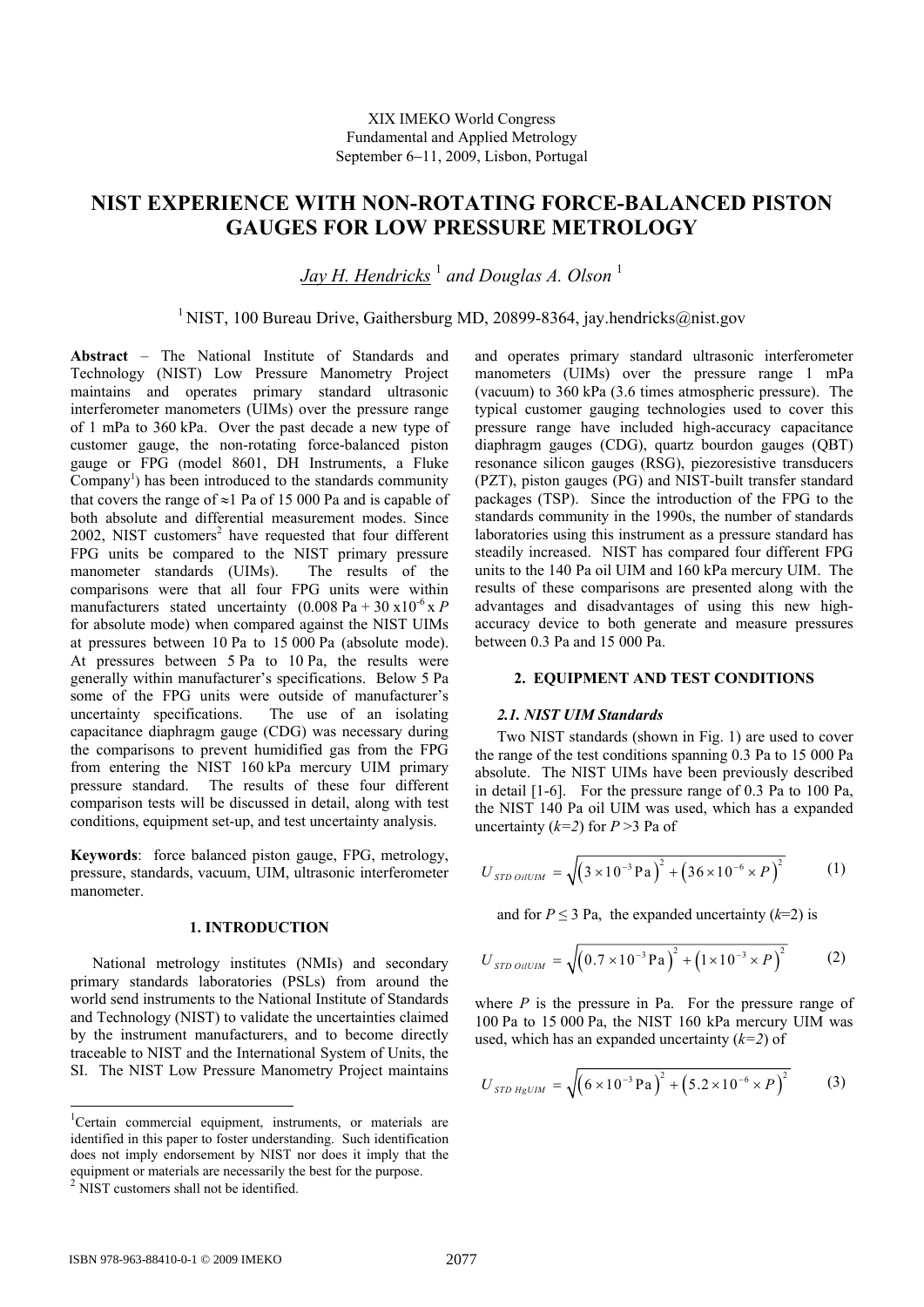XIX IMEKO World Congress
Fundamental and Applied Metrology
September 6−11, 2009, Lisbon, Portugal

# NIST EXPERIENCE WITH NON-ROTATING FORCE-BALANCED PISTON GAUGES FOR LOW PRESSURE METROLOGY

*Jay H. Hendricks* [1] *and Douglas A. Olson* [1]

[1] NIST, 100 Bureau Drive, Gaithersburg MD, 20899-8364, jay.hendricks@nist.gov

**Abstract** – The National Institute of Standards and Technology (NIST) Low Pressure Manometry Project maintains and operates primary standard ultrasonic interferometer manometers (UIMs) over the pressure range of 1 mPa to 360 kPa. Over the past decade a new type of customer gauge, the non-rotating force-balanced piston gauge or FPG (model 8601, DH Instruments, a Fluke Company[1]) has been introduced to the standards community that covers the range of ≈1 Pa of 15 000 Pa and is capable of both absolute and differential measurement modes. Since 2002, NIST customers[2] have requested that four different FPG units be compared to the NIST primary pressure manometer standards (UIMs). The results of the comparisons were that all four FPG units were within manufacturers stated uncertainty (0.008 Pa + 30 x$10^{-6}$ x *P* for absolute mode) when compared against the NIST UIMs at pressures between 10 Pa to 15 000 Pa (absolute mode). At pressures between 5 Pa to 10 Pa, the results were generally within manufacturer's specifications. Below 5 Pa some of the FPG units were outside of manufacturer's uncertainty specifications. The use of an isolating capacitance diaphragm gauge (CDG) was necessary during the comparisons to prevent humidified gas from the FPG from entering the NIST 160 kPa mercury UIM primary pressure standard. The results of these four different comparison tests will be discussed in detail, along with test conditions, equipment set-up, and test uncertainty analysis.

**Keywords**: force balanced piston gauge, FPG, metrology, pressure, standards, vacuum, UIM, ultrasonic interferometer manometer.

## 1. INTRODUCTION

National metrology institutes (NMIs) and secondary primary standards laboratories (PSLs) from around the world send instruments to the National Institute of Standards and Technology (NIST) to validate the uncertainties claimed by the instrument manufacturers, and to become directly traceable to NIST and the International System of Units, the SI. The NIST Low Pressure Manometry Project maintains and operates primary standard ultrasonic interferometer manometers (UIMs) over the pressure range 1 mPa (vacuum) to 360 kPa (3.6 times atmospheric pressure). The typical customer gauging technologies used to cover this pressure range have included high-accuracy capacitance diaphragm gauges (CDG), quartz bourdon gauges (QBT) resonance silicon gauges (RSG), piezoresistive transducers (PZT), piston gauges (PG) and NIST-built transfer standard packages (TSP). Since the introduction of the FPG to the standards community in the 1990s, the number of standards laboratories using this instrument as a pressure standard has steadily increased. NIST has compared four different FPG units to the 140 Pa oil UIM and 160 kPa mercury UIM. The results of these comparisons are presented along with the advantages and disadvantages of using this new high-accuracy device to both generate and measure pressures between 0.3 Pa and 15 000 Pa.

## 2. EQUIPMENT AND TEST CONDITIONS

### *2.1. NIST UIM Standards*

Two NIST standards (shown in Fig. 1) are used to cover the range of the test conditions spanning 0.3 Pa to 15 000 Pa absolute. The NIST UIMs have been previously described in detail [1-6]. For the pressure range of 0.3 Pa to 100 Pa, the NIST 140 Pa oil UIM was used, which has a expanded uncertainty (*k=2*) for *P* >3 Pa of

$$U_{STD\ OilUIM} = \sqrt{\left(3\times10^{-3}\,\mathrm{Pa}\right)^2 + \left(36\times10^{-6}\times P\right)^2} \qquad (1)$$

and for *P* ≤ 3 Pa, the expanded uncertainty (*k*=2) is

$$U_{STD\ OilUIM} = \sqrt{\left(0.7\times10^{-3}\,\mathrm{Pa}\right)^2 + \left(1\times10^{-3}\times P\right)^2} \qquad (2)$$

where *P* is the pressure in Pa. For the pressure range of 100 Pa to 15 000 Pa, the NIST 160 kPa mercury UIM was used, which has an expanded uncertainty (*k=2*) of

$$U_{STD\ HgUIM} = \sqrt{\left(6\times10^{-3}\,\mathrm{Pa}\right)^2 + \left(5.2\times10^{-6}\times P\right)^2} \qquad (3)$$

---

[1]Certain commercial equipment, instruments, or materials are identified in this paper to foster understanding. Such identification does not imply endorsement by NIST nor does it imply that the equipment or materials are necessarily the best for the purpose.

[2] NIST customers shall not be identified.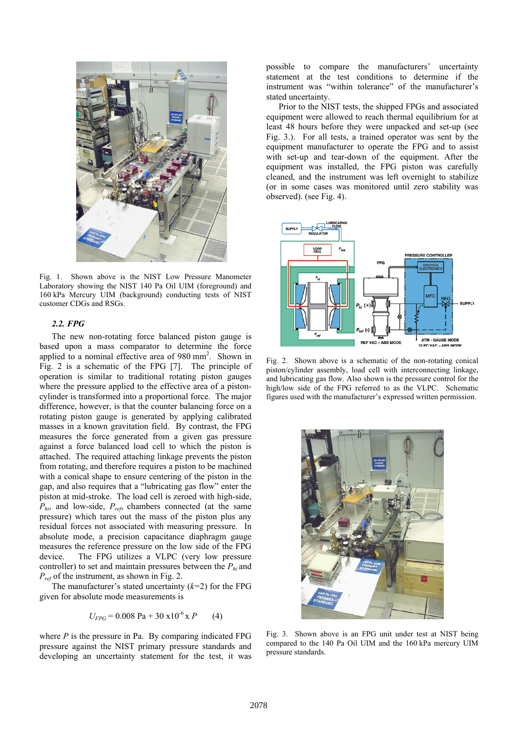Fig. 1. Shown above is the NIST Low Pressure Manometer Laboratory showing the NIST 140 Pa Oil UIM (foreground) and 160 kPa Mercury UIM (background) conducting tests of NIST customer CDGs and RSGs.

### 2.2. FPG

The new non-rotating force balanced piston gauge is based upon a mass comparator to determine the force applied to a nominal effective area of 980 mm$^2$. Shown in Fig. 2 is a schematic of the FPG [7]. The principle of operation is similar to traditional rotating piston gauges where the pressure applied to the effective area of a piston-cylinder is transformed into a proportional force. The major difference, however, is that the counter balancing force on a rotating piston gauge is generated by applying calibrated masses in a known gravitation field. By contrast, the FPG measures the force generated from a given gas pressure against a force balanced load cell to which the piston is attached. The required attaching linkage prevents the piston from rotating, and therefore requires a piston to be machined with a conical shape to ensure centering of the piston in the gap, and also requires that a "lubricating gas flow" enter the piston at mid-stroke. The load cell is zeroed with high-side, $P_{hi}$, and low-side, $P_{ref}$, chambers connected (at the same pressure) which tares out the mass of the piston plus any residual forces not associated with measuring pressure. In absolute mode, a precision capacitance diaphragm gauge measures the reference pressure on the low side of the FPG device. The FPG utilizes a VLPC (very low pressure controller) to set and maintain pressures between the $P_{hi}$ and $P_{ref}$ of the instrument, as shown in Fig. 2.

The manufacturer's stated uncertainty ($k$=2) for the FPG given for absolute mode measurements is

$$U_{FPG} = 0.008 \text{ Pa} + 30 \times 10^{-6} \times P \qquad (4)$$

where $P$ is the pressure in Pa. By comparing indicated FPG pressure against the NIST primary pressure standards and developing an uncertainty statement for the test, it was possible to compare the manufacturers' uncertainty statement at the test conditions to determine if the instrument was "within tolerance" of the manufacturer's stated uncertainty.

Prior to the NIST tests, the shipped FPGs and associated equipment were allowed to reach thermal equilibrium for at least 48 hours before they were unpacked and set-up (see Fig. 3.). For all tests, a trained operator was sent by the equipment manufacturer to operate the FPG and to assist with set-up and tear-down of the equipment. After the equipment was installed, the FPG piston was carefully cleaned, and the instrument was left overnight to stabilize (or in some cases was monitored until zero stability was observed). (see Fig. 4).

Fig. 2. Shown above is a schematic of the non-rotating conical piston/cylinder assembly, load cell with interconnecting linkage, and lubricating gas flow. Also shown is the pressure control for the high/low side of the FPG referred to as the VLPC. Schematic figures used with the manufacturer's expressed written permission.

Fig. 3. Shown above is an FPG unit under test at NIST being compared to the 140 Pa Oil UIM and the 160 kPa mercury UIM pressure standards.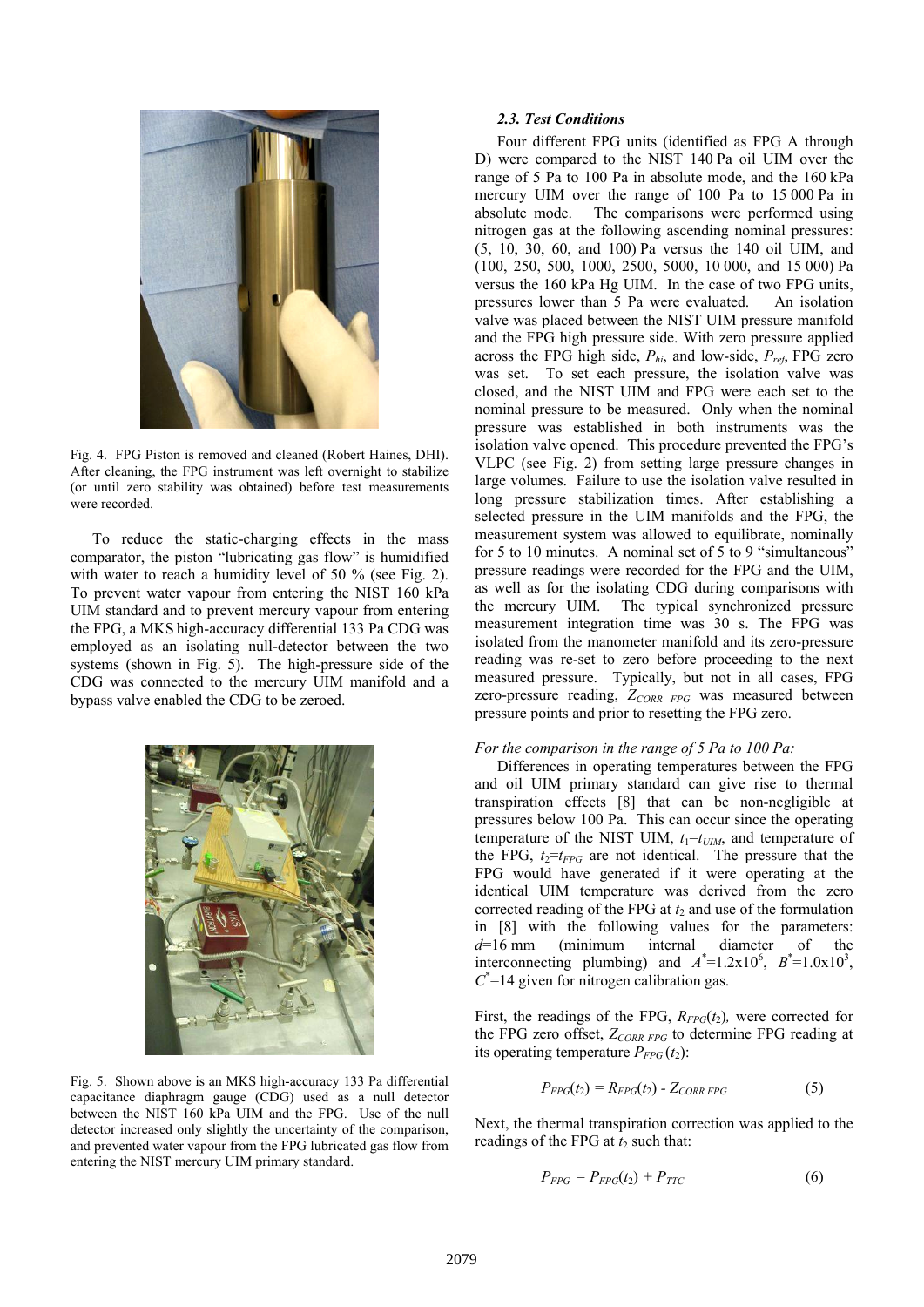Fig. 4. FPG Piston is removed and cleaned (Robert Haines, DHI). After cleaning, the FPG instrument was left overnight to stabilize (or until zero stability was obtained) before test measurements were recorded.

To reduce the static-charging effects in the mass comparator, the piston "lubricating gas flow" is humidified with water to reach a humidity level of 50 % (see Fig. 2). To prevent water vapour from entering the NIST 160 kPa UIM standard and to prevent mercury vapour from entering the FPG, a MKS high-accuracy differential 133 Pa CDG was employed as an isolating null-detector between the two systems (shown in Fig. 5). The high-pressure side of the CDG was connected to the mercury UIM manifold and a bypass valve enabled the CDG to be zeroed.

Fig. 5. Shown above is an MKS high-accuracy 133 Pa differential capacitance diaphragm gauge (CDG) used as a null detector between the NIST 160 kPa UIM and the FPG. Use of the null detector increased only slightly the uncertainty of the comparison, and prevented water vapour from the FPG lubricated gas flow from entering the NIST mercury UIM primary standard.

### *2.3. Test Conditions*

Four different FPG units (identified as FPG A through D) were compared to the NIST 140 Pa oil UIM over the range of 5 Pa to 100 Pa in absolute mode, and the 160 kPa mercury UIM over the range of 100 Pa to 15 000 Pa in absolute mode. The comparisons were performed using nitrogen gas at the following ascending nominal pressures: (5, 10, 30, 60, and 100) Pa versus the 140 oil UIM, and (100, 250, 500, 1000, 2500, 5000, 10 000, and 15 000) Pa versus the 160 kPa Hg UIM. In the case of two FPG units, pressures lower than 5 Pa were evaluated. An isolation valve was placed between the NIST UIM pressure manifold and the FPG high pressure side. With zero pressure applied across the FPG high side, $P_{hi}$, and low-side, $P_{ref}$, FPG zero was set. To set each pressure, the isolation valve was closed, and the NIST UIM and FPG were each set to the nominal pressure to be measured. Only when the nominal pressure was established in both instruments was the isolation valve opened. This procedure prevented the FPG's VLPC (see Fig. 2) from setting large pressure changes in large volumes. Failure to use the isolation valve resulted in long pressure stabilization times. After establishing a selected pressure in the UIM manifolds and the FPG, the measurement system was allowed to equilibrate, nominally for 5 to 10 minutes. A nominal set of 5 to 9 "simultaneous" pressure readings were recorded for the FPG and the UIM, as well as for the isolating CDG during comparisons with the mercury UIM. The typical synchronized pressure measurement integration time was 30 s. The FPG was isolated from the manometer manifold and its zero-pressure reading was re-set to zero before proceeding to the next measured pressure. Typically, but not in all cases, FPG zero-pressure reading, $Z_{CORR\ FPG}$ was measured between pressure points and prior to resetting the FPG zero.

*For the comparison in the range of 5 Pa to 100 Pa:*

Differences in operating temperatures between the FPG and oil UIM primary standard can give rise to thermal transpiration effects [8] that can be non-negligible at pressures below 100 Pa. This can occur since the operating temperature of the NIST UIM, $t_1 = t_{UIM}$, and temperature of the FPG, $t_2 = t_{FPG}$ are not identical. The pressure that the FPG would have generated if it were operating at the identical UIM temperature was derived from the zero corrected reading of the FPG at $t_2$ and use of the formulation in [8] with the following values for the parameters: $d$=16 mm (minimum internal diameter of the interconnecting plumbing) and $A^*$=1.2x10$^6$, $B^*$=1.0x10$^3$, $C^*$=14 given for nitrogen calibration gas.

First, the readings of the FPG, $R_{FPG}(t_2)$, were corrected for the FPG zero offset, $Z_{CORR\ FPG}$ to determine FPG reading at its operating temperature $P_{FPG}(t_2)$:

$$P_{FPG}(t_2) = R_{FPG}(t_2) - Z_{CORR\ FPG} \tag{5}$$

Next, the thermal transpiration correction was applied to the readings of the FPG at $t_2$ such that:

$$P_{FPG} = P_{FPG}(t_2) + P_{TTC} \tag{6}$$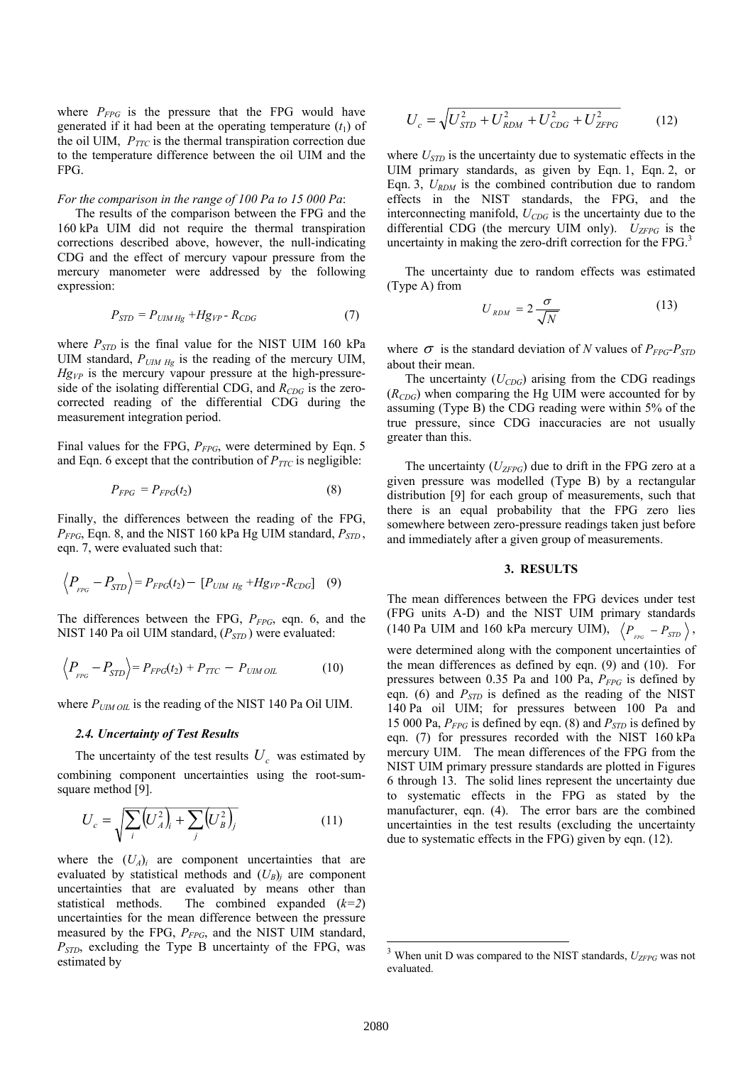where $P_{FPG}$ is the pressure that the FPG would have generated if it had been at the operating temperature ($t_1$) of the oil UIM, $P_{TTC}$ is the thermal transpiration correction due to the temperature difference between the oil UIM and the FPG.

*For the comparison in the range of 100 Pa to 15 000 Pa*:

The results of the comparison between the FPG and the 160 kPa UIM did not require the thermal transpiration corrections described above, however, the null-indicating CDG and the effect of mercury vapour pressure from the mercury manometer were addressed by the following expression:

$$P_{STD} = P_{UIM\ Hg} + Hg_{VP} - R_{CDG} \tag{7}$$

where $P_{STD}$ is the final value for the NIST UIM 160 kPa UIM standard, $P_{UIM\ Hg}$ is the reading of the mercury UIM, $Hg_{VP}$ is the mercury vapour pressure at the high-pressure-side of the isolating differential CDG, and $R_{CDG}$ is the zero-corrected reading of the differential CDG during the measurement integration period.

Final values for the FPG, $P_{FPG}$, were determined by Eqn. 5 and Eqn. 6 except that the contribution of $P_{TTC}$ is negligible:

$$P_{FPG} = P_{FPG}(t_2) \tag{8}$$

Finally, the differences between the reading of the FPG, $P_{FPG}$, Eqn. 8, and the NIST 160 kPa Hg UIM standard, $P_{STD}$, eqn. 7, were evaluated such that:

$$\left\langle P_{FPG} - P_{STD} \right\rangle = P_{FPG}(t_2) - [P_{UIM\ Hg} + Hg_{VP} - R_{CDG}] \tag{9}$$

The differences between the FPG, $P_{FPG}$, eqn. 6, and the NIST 140 Pa oil UIM standard, ($P_{STD}$) were evaluated:

$$\left\langle P_{FPG} - P_{STD} \right\rangle = P_{FPG}(t_2) + P_{TTC} - P_{UIM\ OIL} \tag{10}$$

where $P_{UIM\ OIL}$ is the reading of the NIST 140 Pa Oil UIM.

### 2.4. Uncertainty of Test Results

The uncertainty of the test results $U_c$ was estimated by combining component uncertainties using the root-sum-square method [9].

$$U_c = \sqrt{\sum_i \left(U_A^2\right)_i + \sum_j \left(U_B^2\right)_j} \tag{11}$$

where the $(U_A)_i$ are component uncertainties that are evaluated by statistical methods and $(U_B)_j$ are component uncertainties that are evaluated by means other than statistical methods. The combined expanded ($k=2$) uncertainties for the mean difference between the pressure measured by the FPG, $P_{FPG}$, and the NIST UIM standard, $P_{STD}$, excluding the Type B uncertainty of the FPG, was estimated by

$$U_c = \sqrt{U_{STD}^2 + U_{RDM}^2 + U_{CDG}^2 + U_{ZFPG}^2} \tag{12}$$

where $U_{STD}$ is the uncertainty due to systematic effects in the UIM primary standards, as given by Eqn. 1, Eqn. 2, or Eqn. 3, $U_{RDM}$ is the combined contribution due to random effects in the NIST standards, the FPG, and the interconnecting manifold, $U_{CDG}$ is the uncertainty due to the differential CDG (the mercury UIM only). $U_{ZFPG}$ is the uncertainty in making the zero-drift correction for the FPG.[3]

The uncertainty due to random effects was estimated (Type A) from

$$U_{RDM} = 2\frac{\sigma}{\sqrt{N}} \tag{13}$$

where $\sigma$ is the standard deviation of $N$ values of $P_{FPG}$-$P_{STD}$ about their mean.

The uncertainty ($U_{CDG}$) arising from the CDG readings ($R_{CDG}$) when comparing the Hg UIM were accounted for by assuming (Type B) the CDG reading were within 5% of the true pressure, since CDG inaccuracies are not usually greater than this.

The uncertainty ($U_{ZFPG}$) due to drift in the FPG zero at a given pressure was modelled (Type B) by a rectangular distribution [9] for each group of measurements, such that there is an equal probability that the FPG zero lies somewhere between zero-pressure readings taken just before and immediately after a given group of measurements.

## 3. RESULTS

The mean differences between the FPG devices under test (FPG units A-D) and the NIST UIM primary standards (140 Pa UIM and 160 kPa mercury UIM), $\left\langle P_{FPG} - P_{STD} \right\rangle$, were determined along with the component uncertainties of the mean differences as defined by eqn. (9) and (10). For pressures between 0.35 Pa and 100 Pa, $P_{FPG}$ is defined by eqn. (6) and $P_{STD}$ is defined as the reading of the NIST 140 Pa oil UIM; for pressures between 100 Pa and 15 000 Pa, $P_{FPG}$ is defined by eqn. (8) and $P_{STD}$ is defined by eqn. (7) for pressures recorded with the NIST 160 kPa mercury UIM. The mean differences of the FPG from the NIST UIM primary pressure standards are plotted in Figures 6 through 13. The solid lines represent the uncertainty due to systematic effects in the FPG as stated by the manufacturer, eqn. (4). The error bars are the combined uncertainties in the test results (excluding the uncertainty due to systematic effects in the FPG) given by eqn. (12).

---

[3] When unit D was compared to the NIST standards, $U_{ZFPG}$ was not evaluated.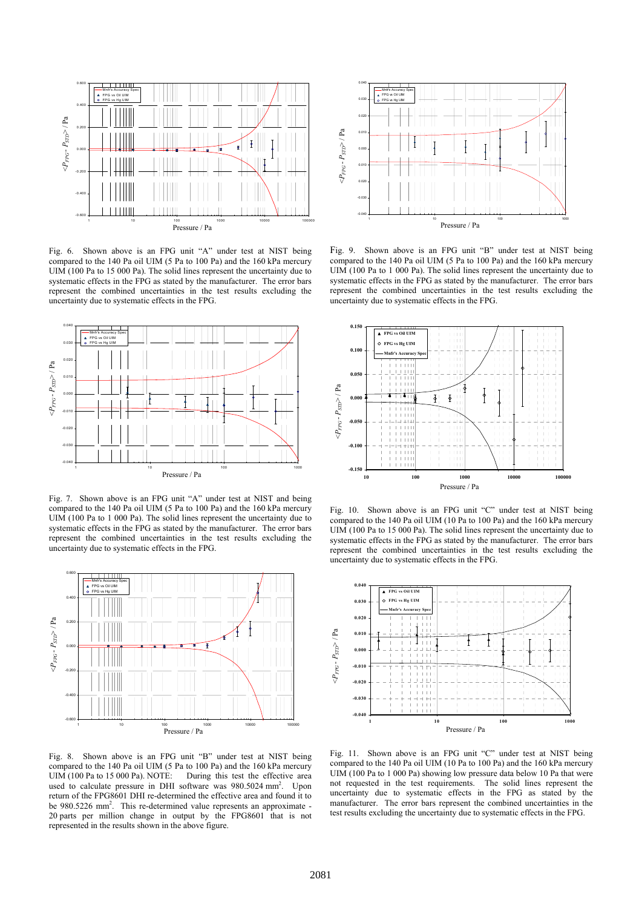Fig. 6. Shown above is an FPG unit "A" under test at NIST being compared to the 140 Pa oil UIM (5 Pa to 100 Pa) and the 160 kPa mercury UIM (100 Pa to 15 000 Pa). The solid lines represent the uncertainty due to systematic effects in the FPG as stated by the manufacturer. The error bars represent the combined uncertainties in the test results excluding the uncertainty due to systematic effects in the FPG.

Fig. 7. Shown above is an FPG unit "A" under test at NIST and being compared to the 140 Pa oil UIM (5 Pa to 100 Pa) and the 160 kPa mercury UIM (100 Pa to 1 000 Pa). The solid lines represent the uncertainty due to systematic effects in the FPG as stated by the manufacturer. The error bars represent the combined uncertainties in the test results excluding the uncertainty due to systematic effects in the FPG.

Fig. 8. Shown above is an FPG unit "B" under test at NIST being compared to the 140 Pa oil UIM (5 Pa to 100 Pa) and the 160 kPa mercury UIM (100 Pa to 15 000 Pa). NOTE: During this test the effective area used to calculate pressure in DHI software was 980.5024 mm$^2$. Upon return of the FPG8601 DHI re-determined the effective area and found it to be 980.5226 mm$^2$. This re-determined value represents an approximate -20 parts per million change in output by the FPG8601 that is not represented in the results shown in the above figure.

Fig. 9. Shown above is an FPG unit "B" under test at NIST being compared to the 140 Pa oil UIM (5 Pa to 100 Pa) and the 160 kPa mercury UIM (100 Pa to 1 000 Pa). The solid lines represent the uncertainty due to systematic effects in the FPG as stated by the manufacturer. The error bars represent the combined uncertainties in the test results excluding the uncertainty due to systematic effects in the FPG.

Fig. 10. Shown above is an FPG unit "C" under test at NIST being compared to the 140 Pa oil UIM (10 Pa to 100 Pa) and the 160 kPa mercury UIM (100 Pa to 15 000 Pa). The solid lines represent the uncertainty due to systematic effects in the FPG as stated by the manufacturer. The error bars represent the combined uncertainties in the test results excluding the uncertainty due to systematic effects in the FPG.

Fig. 11. Shown above is an FPG unit "C" under test at NIST being compared to the 140 Pa oil UIM (10 Pa to 100 Pa) and the 160 kPa mercury UIM (100 Pa to 1 000 Pa) showing low pressure data below 10 Pa that were not requested in the test requirements. The solid lines represent the uncertainty due to systematic effects in the FPG as stated by the manufacturer. The error bars represent the combined uncertainties in the test results excluding the uncertainty due to systematic effects in the FPG.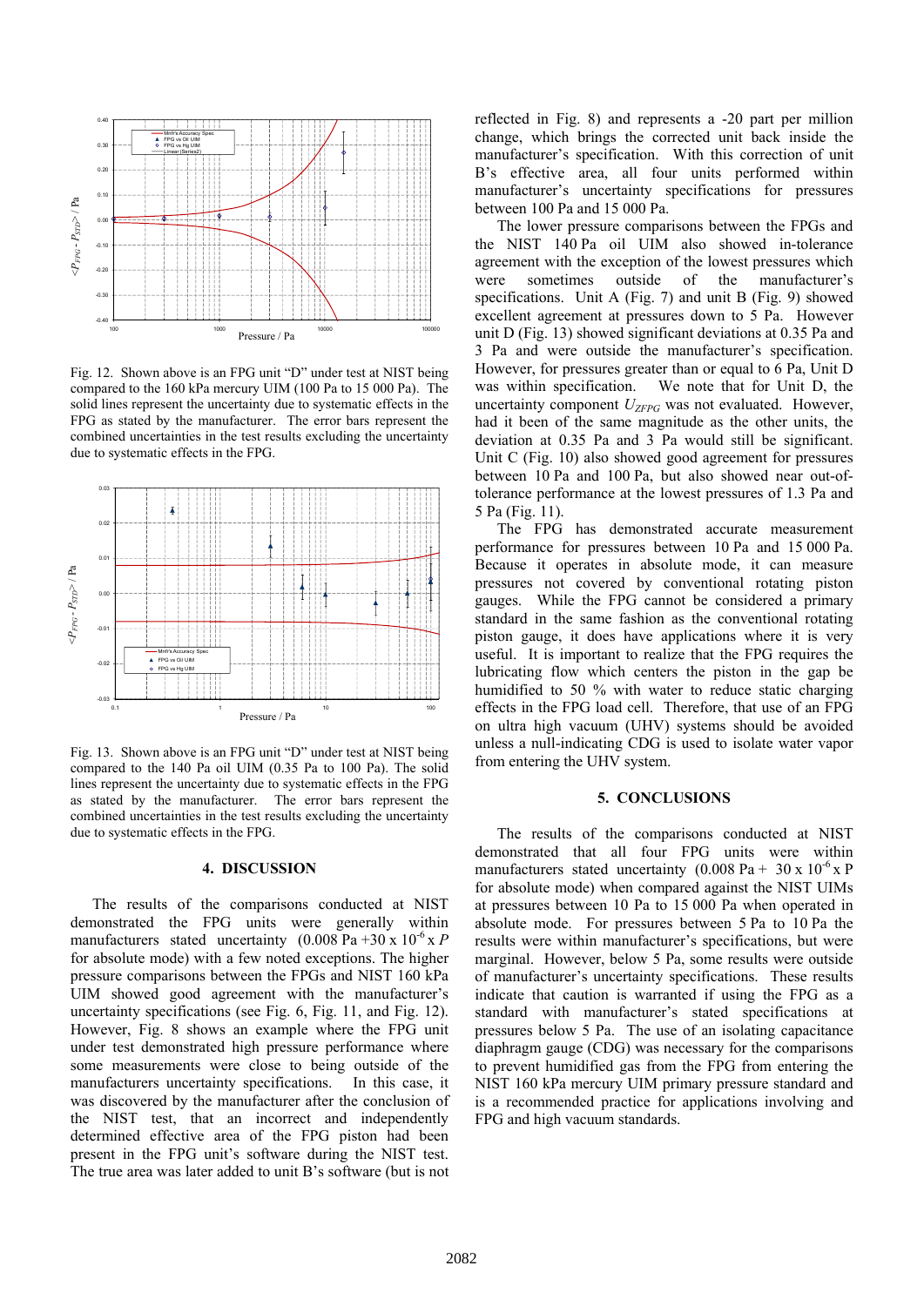Fig. 12. Shown above is an FPG unit "D" under test at NIST being compared to the 160 kPa mercury UIM (100 Pa to 15 000 Pa). The solid lines represent the uncertainty due to systematic effects in the FPG as stated by the manufacturer. The error bars represent the combined uncertainties in the test results excluding the uncertainty due to systematic effects in the FPG.

Fig. 13. Shown above is an FPG unit "D" under test at NIST being compared to the 140 Pa oil UIM (0.35 Pa to 100 Pa). The solid lines represent the uncertainty due to systematic effects in the FPG as stated by the manufacturer. The error bars represent the combined uncertainties in the test results excluding the uncertainty due to systematic effects in the FPG.

## 4. DISCUSSION

The results of the comparisons conducted at NIST demonstrated the FPG units were generally within manufacturers stated uncertainty (0.008 Pa +30 x $10^{-6}$ x $P$ for absolute mode) with a few noted exceptions. The higher pressure comparisons between the FPGs and NIST 160 kPa UIM showed good agreement with the manufacturer's uncertainty specifications (see Fig. 6, Fig. 11, and Fig. 12). However, Fig. 8 shows an example where the FPG unit under test demonstrated high pressure performance where some measurements were close to being outside of the manufacturers uncertainty specifications. In this case, it was discovered by the manufacturer after the conclusion of the NIST test, that an incorrect and independently determined effective area of the FPG piston had been present in the FPG unit's software during the NIST test. The true area was later added to unit B's software (but is not reflected in Fig. 8) and represents a -20 part per million change, which brings the corrected unit back inside the manufacturer's specification. With this correction of unit B's effective area, all four units performed within manufacturer's uncertainty specifications for pressures between 100 Pa and 15 000 Pa.

The lower pressure comparisons between the FPGs and the NIST 140 Pa oil UIM also showed in-tolerance agreement with the exception of the lowest pressures which were sometimes outside of the manufacturer's specifications. Unit A (Fig. 7) and unit B (Fig. 9) showed excellent agreement at pressures down to 5 Pa. However unit D (Fig. 13) showed significant deviations at 0.35 Pa and 3 Pa and were outside the manufacturer's specification. However, for pressures greater than or equal to 6 Pa, Unit D was within specification. We note that for Unit D, the uncertainty component $U_{ZFPG}$ was not evaluated. However, had it been of the same magnitude as the other units, the deviation at 0.35 Pa and 3 Pa would still be significant. Unit C (Fig. 10) also showed good agreement for pressures between 10 Pa and 100 Pa, but also showed near out-of-tolerance performance at the lowest pressures of 1.3 Pa and 5 Pa (Fig. 11).

The FPG has demonstrated accurate measurement performance for pressures between 10 Pa and 15 000 Pa. Because it operates in absolute mode, it can measure pressures not covered by conventional rotating piston gauges. While the FPG cannot be considered a primary standard in the same fashion as the conventional rotating piston gauge, it does have applications where it is very useful. It is important to realize that the FPG requires the lubricating flow which centers the piston in the gap be humidified to 50 % with water to reduce static charging effects in the FPG load cell. Therefore, that use of an FPG on ultra high vacuum (UHV) systems should be avoided unless a null-indicating CDG is used to isolate water vapor from entering the UHV system.

## 5. CONCLUSIONS

The results of the comparisons conducted at NIST demonstrated that all four FPG units were within manufacturers stated uncertainty (0.008 Pa + 30 x $10^{-6}$ x P for absolute mode) when compared against the NIST UIMs at pressures between 10 Pa to 15 000 Pa when operated in absolute mode. For pressures between 5 Pa to 10 Pa the results were within manufacturer's specifications, but were marginal. However, below 5 Pa, some results were outside of manufacturer's uncertainty specifications. These results indicate that caution is warranted if using the FPG as a standard with manufacturer's stated specifications at pressures below 5 Pa. The use of an isolating capacitance diaphragm gauge (CDG) was necessary for the comparisons to prevent humidified gas from the FPG from entering the NIST 160 kPa mercury UIM primary pressure standard and is a recommended practice for applications involving and FPG and high vacuum standards.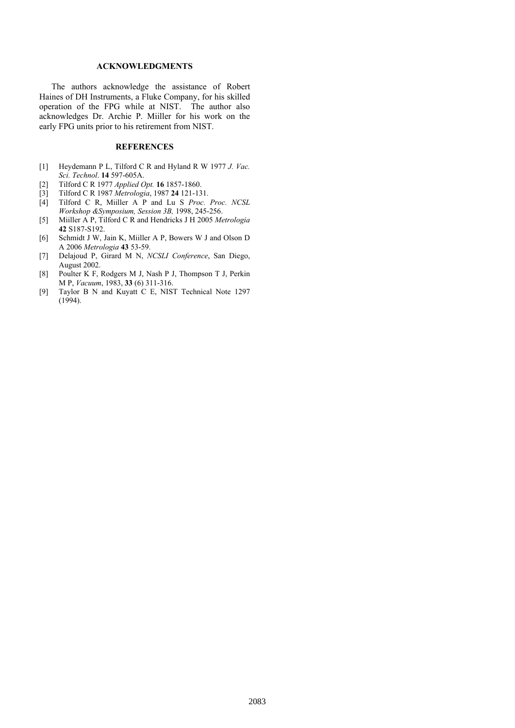## ACKNOWLEDGMENTS

The authors acknowledge the assistance of Robert Haines of DH Instruments, a Fluke Company, for his skilled operation of the FPG while at NIST. The author also acknowledges Dr. Archie P. Miiller for his work on the early FPG units prior to his retirement from NIST.

## REFERENCES

[1] Heydemann P L, Tilford C R and Hyland R W 1977 *J. Vac. Sci. Technol*. **14** 597-605A.

[2] Tilford C R 1977 *Applied Opt.* **16** 1857-1860.

[3] Tilford C R 1987 *Metrologia*, 1987 **24** 121-131.

[4] Tilford C R, Miiller A P and Lu S *Proc. Proc. NCSL Workshop &Symposium, Session 3B,* 1998, 245-256.

[5] Miiller A P, Tilford C R and Hendricks J H 2005 *Metrologia* **42** S187-S192.

[6] Schmidt J W, Jain K, Miiller A P, Bowers W J and Olson D A 2006 *Metrologia* **43** 53-59.

[7] Delajoud P, Girard M N, *NCSLI Conference*, San Diego, August 2002.

[8] Poulter K F, Rodgers M J, Nash P J, Thompson T J, Perkin M P, *Vacuum*, 1983, **33** (6) 311-316.

[9] Taylor B N and Kuyatt C E, NIST Technical Note 1297 (1994).